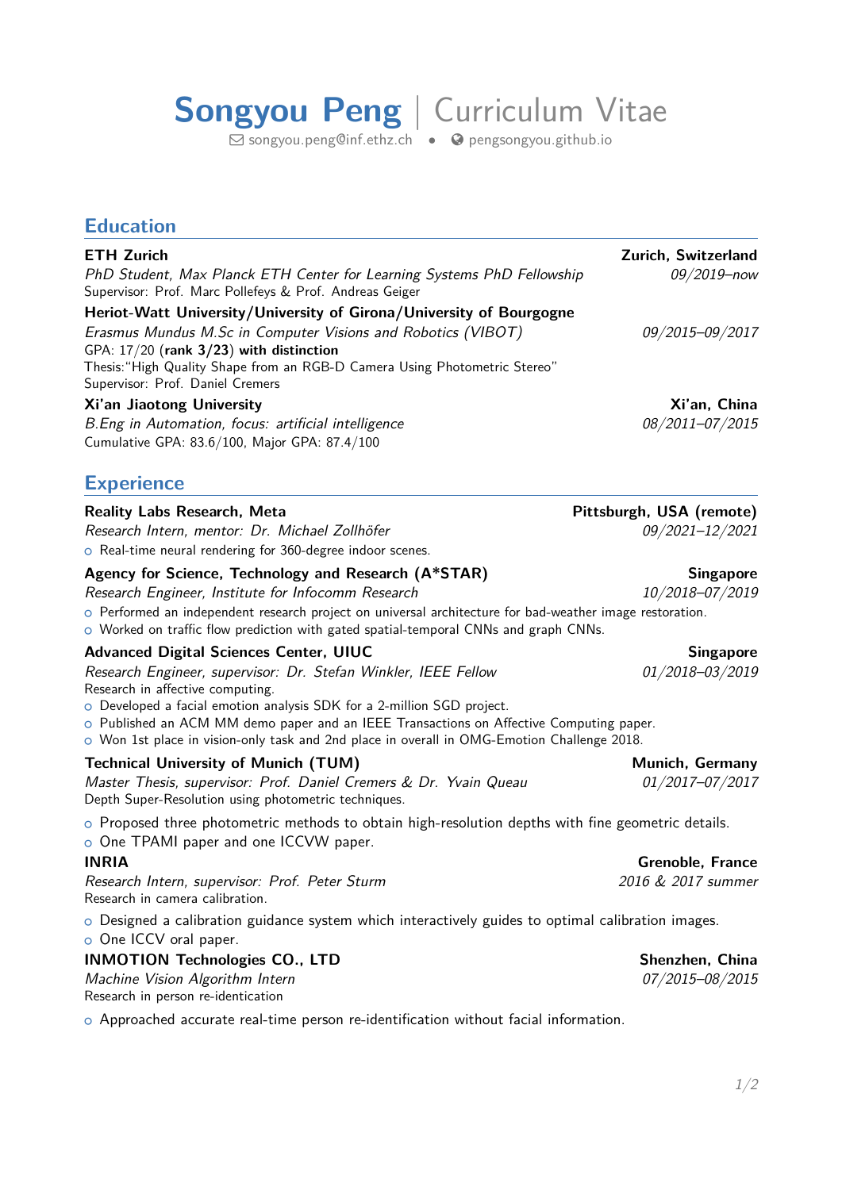# Songyou Peng | Curriculum Vitae

songyou.peng@inf.ethz.ch • pengsongyou.github.io

## Education

**ETH Zurich** — **Zurich, Switzerland**
*PhD Student, Max Planck ETH Center for Learning Systems PhD Fellowship* — *09/2019–now*
Supervisor: Prof. Marc Pollefeys & Prof. Andreas Geiger

**Heriot-Watt University/University of Girona/University of Bourgogne**
*Erasmus Mundus M.Sc in Computer Visions and Robotics (VIBOT)* — *09/2015–09/2017*
GPA: 17/20 (**rank 3/23**) **with distinction**
Thesis:"High Quality Shape from an RGB-D Camera Using Photometric Stereo"
Supervisor: Prof. Daniel Cremers

**Xi'an Jiaotong University** — **Xi'an, China**
*B.Eng in Automation, focus: artificial intelligence* — *08/2011–07/2015*
Cumulative GPA: 83.6/100, Major GPA: 87.4/100

## Experience

**Reality Labs Research, Meta** — **Pittsburgh, USA (remote)**
*Research Intern, mentor: Dr. Michael Zollhöfer* — *09/2021–12/2021*
- Real-time neural rendering for 360-degree indoor scenes.

**Agency for Science, Technology and Research (A*STAR)** — **Singapore**
*Research Engineer, Institute for Infocomm Research* — *10/2018–07/2019*
- Performed an independent research project on universal architecture for bad-weather image restoration.
- Worked on traffic flow prediction with gated spatial-temporal CNNs and graph CNNs.

**Advanced Digital Sciences Center, UIUC** — **Singapore**
*Research Engineer, supervisor: Dr. Stefan Winkler, IEEE Fellow* — *01/2018–03/2019*
Research in affective computing.
- Developed a facial emotion analysis SDK for a 2-million SGD project.
- Published an ACM MM demo paper and an IEEE Transactions on Affective Computing paper.
- Won 1st place in vision-only task and 2nd place in overall in OMG-Emotion Challenge 2018.

**Technical University of Munich (TUM)** — **Munich, Germany**
*Master Thesis, supervisor: Prof. Daniel Cremers & Dr. Yvain Queau* — *01/2017–07/2017*
Depth Super-Resolution using photometric techniques.
- Proposed three photometric methods to obtain high-resolution depths with fine geometric details.
- One TPAMI paper and one ICCVW paper.

**INRIA** — **Grenoble, France**
*Research Intern, supervisor: Prof. Peter Sturm* — *2016 & 2017 summer*
Research in camera calibration.
- Designed a calibration guidance system which interactively guides to optimal calibration images.
- One ICCV oral paper.

**INMOTION Technologies CO., LTD** — **Shenzhen, China**
*Machine Vision Algorithm Intern* — *07/2015–08/2015*
Research in person re-identication
- Approached accurate real-time person re-identification without facial information.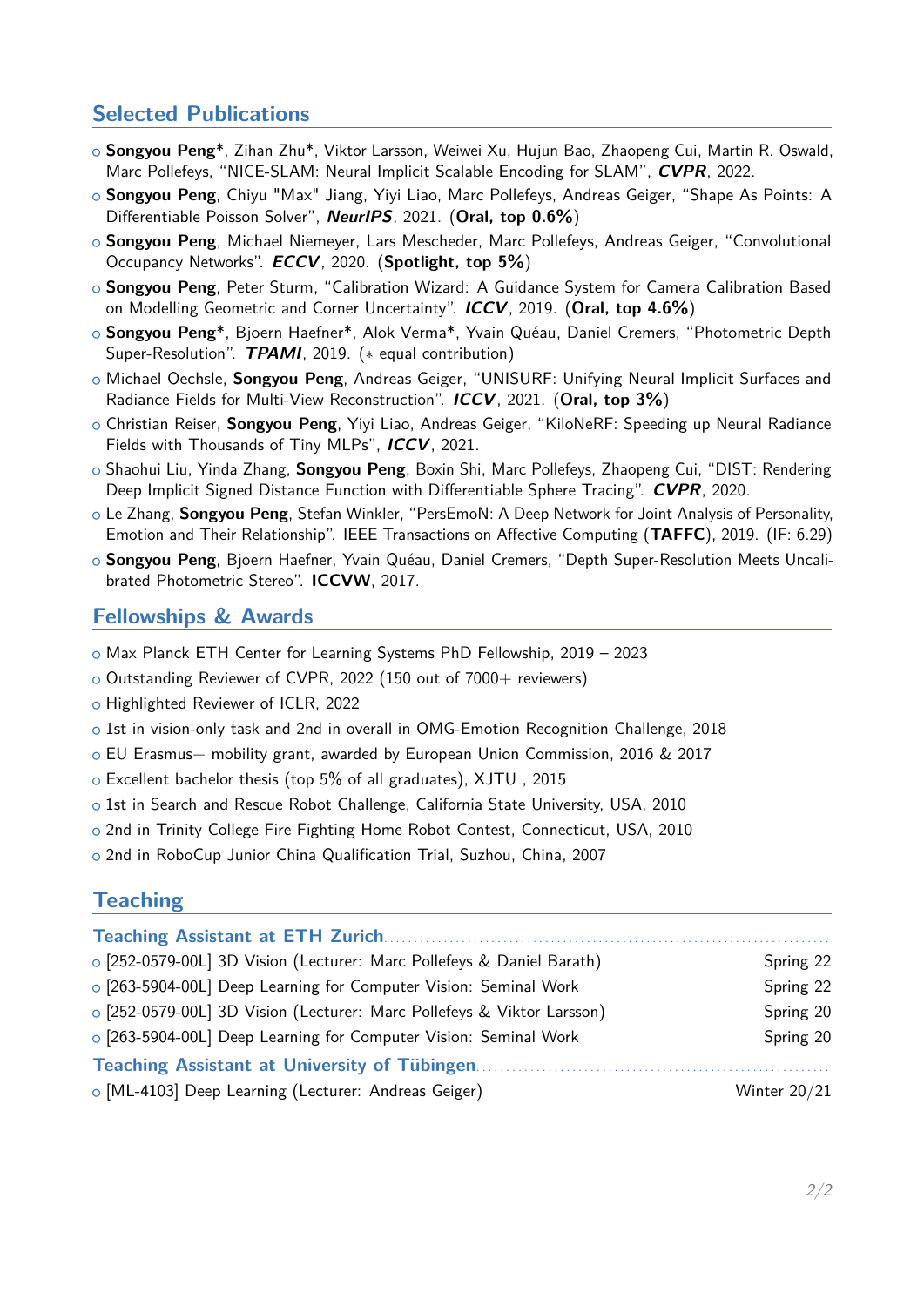## Selected Publications

- **Songyou Peng***, Zihan Zhu*, Viktor Larsson, Weiwei Xu, Hujun Bao, Zhaopeng Cui, Martin R. Oswald, Marc Pollefeys, "NICE-SLAM: Neural Implicit Scalable Encoding for SLAM", ***CVPR***, 2022.
- **Songyou Peng**, Chiyu "Max" Jiang, Yiyi Liao, Marc Pollefeys, Andreas Geiger, "Shape As Points: A Differentiable Poisson Solver", ***NeurIPS***, 2021. (**Oral, top 0.6%**)
- **Songyou Peng**, Michael Niemeyer, Lars Mescheder, Marc Pollefeys, Andreas Geiger, "Convolutional Occupancy Networks". ***ECCV***, 2020. (**Spotlight, top 5%**)
- **Songyou Peng**, Peter Sturm, "Calibration Wizard: A Guidance System for Camera Calibration Based on Modelling Geometric and Corner Uncertainty". ***ICCV***, 2019. (**Oral, top 4.6%**)
- **Songyou Peng***, Bjoern Haefner*, Alok Verma*, Yvain Quéau, Daniel Cremers, "Photometric Depth Super-Resolution". ***TPAMI***, 2019. (∗ equal contribution)
- Michael Oechsle, **Songyou Peng**, Andreas Geiger, "UNISURF: Unifying Neural Implicit Surfaces and Radiance Fields for Multi-View Reconstruction". ***ICCV***, 2021. (**Oral, top 3%**)
- Christian Reiser, **Songyou Peng**, Yiyi Liao, Andreas Geiger, "KiloNeRF: Speeding up Neural Radiance Fields with Thousands of Tiny MLPs", ***ICCV***, 2021.
- Shaohui Liu, Yinda Zhang, **Songyou Peng**, Boxin Shi, Marc Pollefeys, Zhaopeng Cui, "DIST: Rendering Deep Implicit Signed Distance Function with Differentiable Sphere Tracing". ***CVPR***, 2020.
- Le Zhang, **Songyou Peng**, Stefan Winkler, "PersEmoN: A Deep Network for Joint Analysis of Personality, Emotion and Their Relationship". IEEE Transactions on Affective Computing (**TAFFC**), 2019. (IF: 6.29)
- **Songyou Peng**, Bjoern Haefner, Yvain Quéau, Daniel Cremers, "Depth Super-Resolution Meets Uncalibrated Photometric Stereo". **ICCVW**, 2017.

## Fellowships & Awards

- Max Planck ETH Center for Learning Systems PhD Fellowship, 2019 – 2023
- Outstanding Reviewer of CVPR, 2022 (150 out of 7000+ reviewers)
- Highlighted Reviewer of ICLR, 2022
- 1st in vision-only task and 2nd in overall in OMG-Emotion Recognition Challenge, 2018
- EU Erasmus+ mobility grant, awarded by European Union Commission, 2016 & 2017
- Excellent bachelor thesis (top 5% of all graduates), XJTU , 2015
- 1st in Search and Rescue Robot Challenge, California State University, USA, 2010
- 2nd in Trinity College Fire Fighting Home Robot Contest, Connecticut, USA, 2010
- 2nd in RoboCup Junior China Qualification Trial, Suzhou, China, 2007

## Teaching

### Teaching Assistant at ETH Zurich

- [252-0579-00L] 3D Vision (Lecturer: Marc Pollefeys & Daniel Barath) — Spring 22
- [263-5904-00L] Deep Learning for Computer Vision: Seminal Work — Spring 22
- [252-0579-00L] 3D Vision (Lecturer: Marc Pollefeys & Viktor Larsson) — Spring 20
- [263-5904-00L] Deep Learning for Computer Vision: Seminal Work — Spring 20

### Teaching Assistant at University of Tübingen

- [ML-4103] Deep Learning (Lecturer: Andreas Geiger) — Winter 20/21